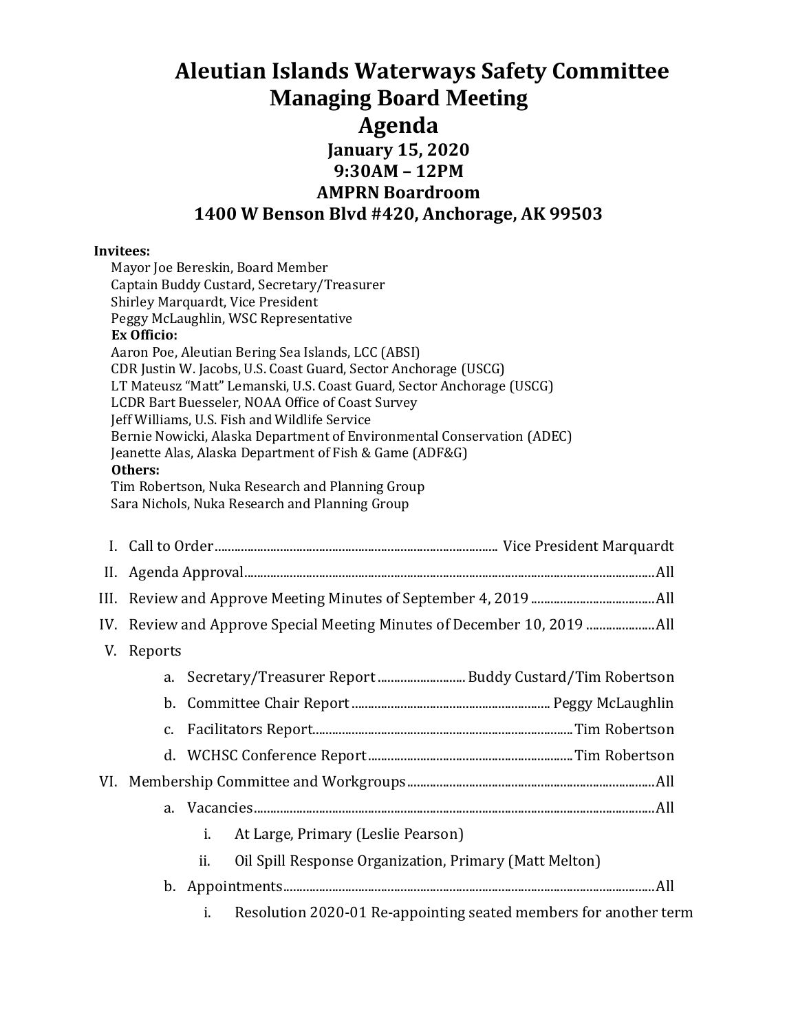# Aleutian Islands Waterways Safety Committee
## Managing Board Meeting
## Agenda

**January 15, 2020**
**9:30AM – 12PM**
**AMPRN Boardroom**
**1400 W Benson Blvd #420, Anchorage, AK 99503**

**Invitees:**

Mayor Joe Bereskin, Board Member
Captain Buddy Custard, Secretary/Treasurer
Shirley Marquardt, Vice President
Peggy McLaughlin, WSC Representative

**Ex Officio:**

Aaron Poe, Aleutian Bering Sea Islands, LCC (ABSI)
CDR Justin W. Jacobs, U.S. Coast Guard, Sector Anchorage (USCG)
LT Mateusz "Matt" Lemanski, U.S. Coast Guard, Sector Anchorage (USCG)
LCDR Bart Buesseler, NOAA Office of Coast Survey
Jeff Williams, U.S. Fish and Wildlife Service
Bernie Nowicki, Alaska Department of Environmental Conservation (ADEC)
Jeanette Alas, Alaska Department of Fish & Game (ADF&G)

**Others:**

Tim Robertson, Nuka Research and Planning Group
Sara Nichols, Nuka Research and Planning Group

I. Call to Order ........ Vice President Marquardt

II. Agenda Approval ........ All

III. Review and Approve Meeting Minutes of September 4, 2019 ........ All

IV. Review and Approve Special Meeting Minutes of December 10, 2019 ........ All

V. Reports

   a. Secretary/Treasurer Report ........ Buddy Custard/Tim Robertson

   b. Committee Chair Report ........ Peggy McLaughlin

   c. Facilitators Report ........ Tim Robertson

   d. WCHSC Conference Report ........ Tim Robertson

VI. Membership Committee and Workgroups ........ All

   a. Vacancies ........ All

      i. At Large, Primary (Leslie Pearson)

      ii. Oil Spill Response Organization, Primary (Matt Melton)

   b. Appointments ........ All

      i. Resolution 2020-01 Re-appointing seated members for another term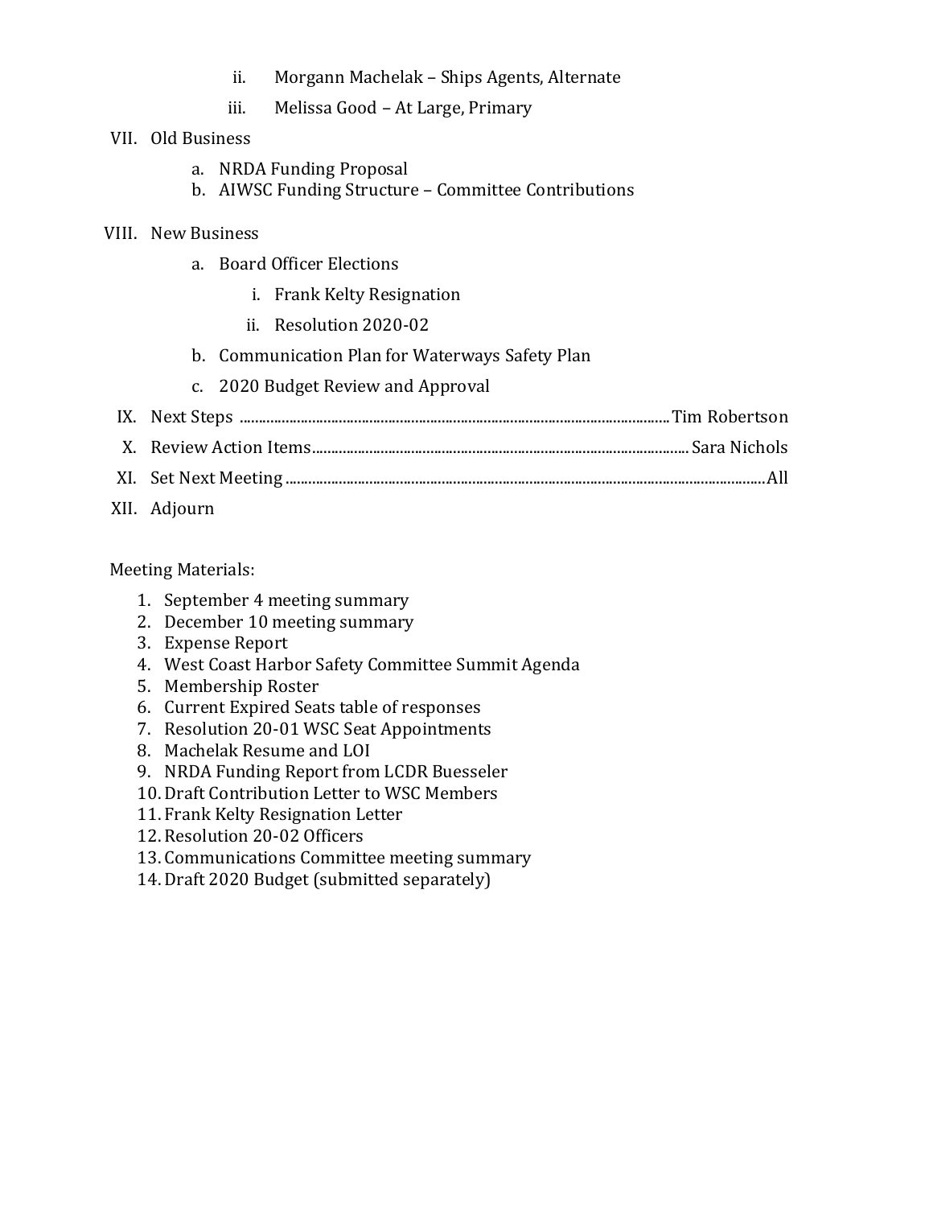ii. Morgann Machelak – Ships Agents, Alternate

   iii. Melissa Good – At Large, Primary

VII. Old Business

   a. NRDA Funding Proposal
   b. AIWSC Funding Structure – Committee Contributions

VIII. New Business

   a. Board Officer Elections

      i. Frank Kelty Resignation

      ii. Resolution 2020-02

   b. Communication Plan for Waterways Safety Plan

   c. 2020 Budget Review and Approval

IX. Next Steps ........ Tim Robertson

X. Review Action Items ........ Sara Nichols

XI. Set Next Meeting ........ All

XII. Adjourn

Meeting Materials:

1. September 4 meeting summary
2. December 10 meeting summary
3. Expense Report
4. West Coast Harbor Safety Committee Summit Agenda
5. Membership Roster
6. Current Expired Seats table of responses
7. Resolution 20-01 WSC Seat Appointments
8. Machelak Resume and LOI
9. NRDA Funding Report from LCDR Buesseler
10. Draft Contribution Letter to WSC Members
11. Frank Kelty Resignation Letter
12. Resolution 20-02 Officers
13. Communications Committee meeting summary
14. Draft 2020 Budget (submitted separately)